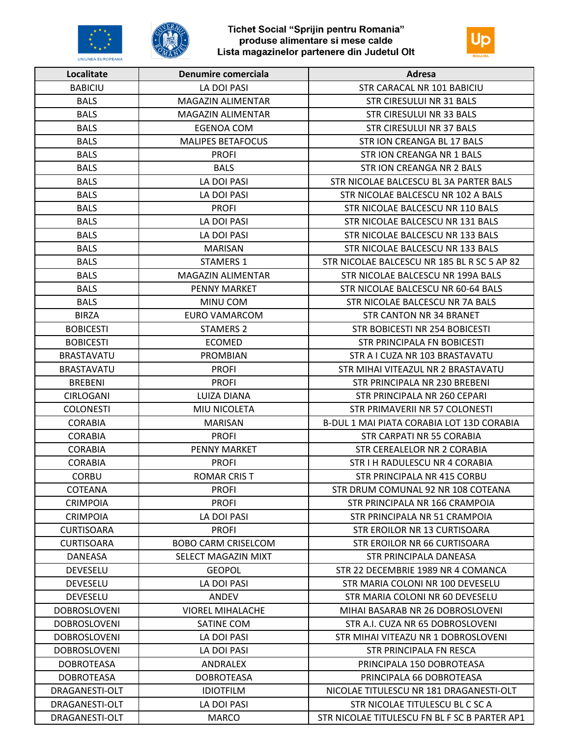# Tichet Social "Sprijin pentru Romania"
## produse alimentare si mese calde
## Lista magazinelor partenere din Judetul Olt

| Localitate | Denumire comerciala | Adresa |
|---|---|---|
| BABICIU | LA DOI PASI | STR CARACAL NR 101 BABICIU |
| BALS | MAGAZIN ALIMENTAR | STR CIRESULUI NR 31 BALS |
| BALS | MAGAZIN ALIMENTAR | STR CIRESULUI NR 33 BALS |
| BALS | EGENOA COM | STR CIRESULUI NR 37 BALS |
| BALS | MALIPES BETAFOCUS | STR ION CREANGA BL 17 BALS |
| BALS | PROFI | STR ION CREANGA NR 1 BALS |
| BALS | BALS | STR ION CREANGA NR 2 BALS |
| BALS | LA DOI PASI | STR NICOLAE BALCESCU BL 3A PARTER BALS |
| BALS | LA DOI PASI | STR NICOLAE BALCESCU NR 102 A BALS |
| BALS | PROFI | STR NICOLAE BALCESCU NR 110 BALS |
| BALS | LA DOI PASI | STR NICOLAE BALCESCU NR 131 BALS |
| BALS | LA DOI PASI | STR NICOLAE BALCESCU NR 133 BALS |
| BALS | MARISAN | STR NICOLAE BALCESCU NR 133 BALS |
| BALS | STAMERS 1 | STR NICOLAE BALCESCU NR 185 BL R SC 5 AP 82 |
| BALS | MAGAZIN ALIMENTAR | STR NICOLAE BALCESCU NR 199A BALS |
| BALS | PENNY MARKET | STR NICOLAE BALCESCU NR 60-64 BALS |
| BALS | MINU COM | STR NICOLAE BALCESCU NR 7A BALS |
| BIRZA | EURO VAMARCOM | STR CANTON NR 34 BRANET |
| BOBICESTI | STAMERS 2 | STR BOBICESTI NR 254 BOBICESTI |
| BOBICESTI | ECOMED | STR PRINCIPALA FN BOBICESTI |
| BRASTAVATU | PROMBIAN | STR A I CUZA NR 103 BRASTAVATU |
| BRASTAVATU | PROFI | STR MIHAI VITEAZUL NR 2 BRASTAVATU |
| BREBENI | PROFI | STR PRINCIPALA NR 230 BREBENI |
| CIRLOGANI | LUIZA DIANA | STR PRINCIPALA NR 260 CEPARI |
| COLONESTI | MIU NICOLETA | STR PRIMAVERII NR 57 COLONESTI |
| CORABIA | MARISAN | B-DUL 1 MAI PIATA CORABIA LOT 13D CORABIA |
| CORABIA | PROFI | STR CARPATI NR 55 CORABIA |
| CORABIA | PENNY MARKET | STR CEREALELOR NR 2 CORABIA |
| CORABIA | PROFI | STR I H RADULESCU NR 4 CORABIA |
| CORBU | ROMAR CRIS T | STR PRINCIPALA NR 415 CORBU |
| COTEANA | PROFI | STR DRUM COMUNAL 92 NR 108 COTEANA |
| CRIMPOIA | PROFI | STR PRINCIPALA NR 166 CRAMPOIA |
| CRIMPOIA | LA DOI PASI | STR PRINCIPALA NR 51 CRAMPOIA |
| CURTISOARA | PROFI | STR EROILOR NR 13 CURTISOARA |
| CURTISOARA | BOBO CARM CRISELCOM | STR EROILOR NR 66 CURTISOARA |
| DANEASA | SELECT MAGAZIN MIXT | STR PRINCIPALA DANEASA |
| DEVESELU | GEOPOL | STR 22 DECEMBRIE 1989 NR 4 COMANCA |
| DEVESELU | LA DOI PASI | STR MARIA COLONI NR 100 DEVESELU |
| DEVESELU | ANDEV | STR MARIA COLONI NR 60 DEVESELU |
| DOBROSLOVENI | VIOREL MIHALACHE | MIHAI BASARAB NR 26 DOBROSLOVENI |
| DOBROSLOVENI | SATINE COM | STR A.I. CUZA NR 65 DOBROSLOVENI |
| DOBROSLOVENI | LA DOI PASI | STR MIHAI VITEAZU NR 1 DOBROSLOVENI |
| DOBROSLOVENI | LA DOI PASI | STR PRINCIPALA FN RESCA |
| DOBROTEASA | ANDRALEX | PRINCIPALA 150 DOBROTEASA |
| DOBROTEASA | DOBROTEASA | PRINCIPALA 66 DOBROTEASA |
| DRAGANESTI-OLT | IDIOTFILM | NICOLAE TITULESCU NR 181 DRAGANESTI-OLT |
| DRAGANESTI-OLT | LA DOI PASI | STR NICOLAE TITULESCU BL C SC A |
| DRAGANESTI-OLT | MARCO | STR NICOLAE TITULESCU FN BL F SC B PARTER AP1 |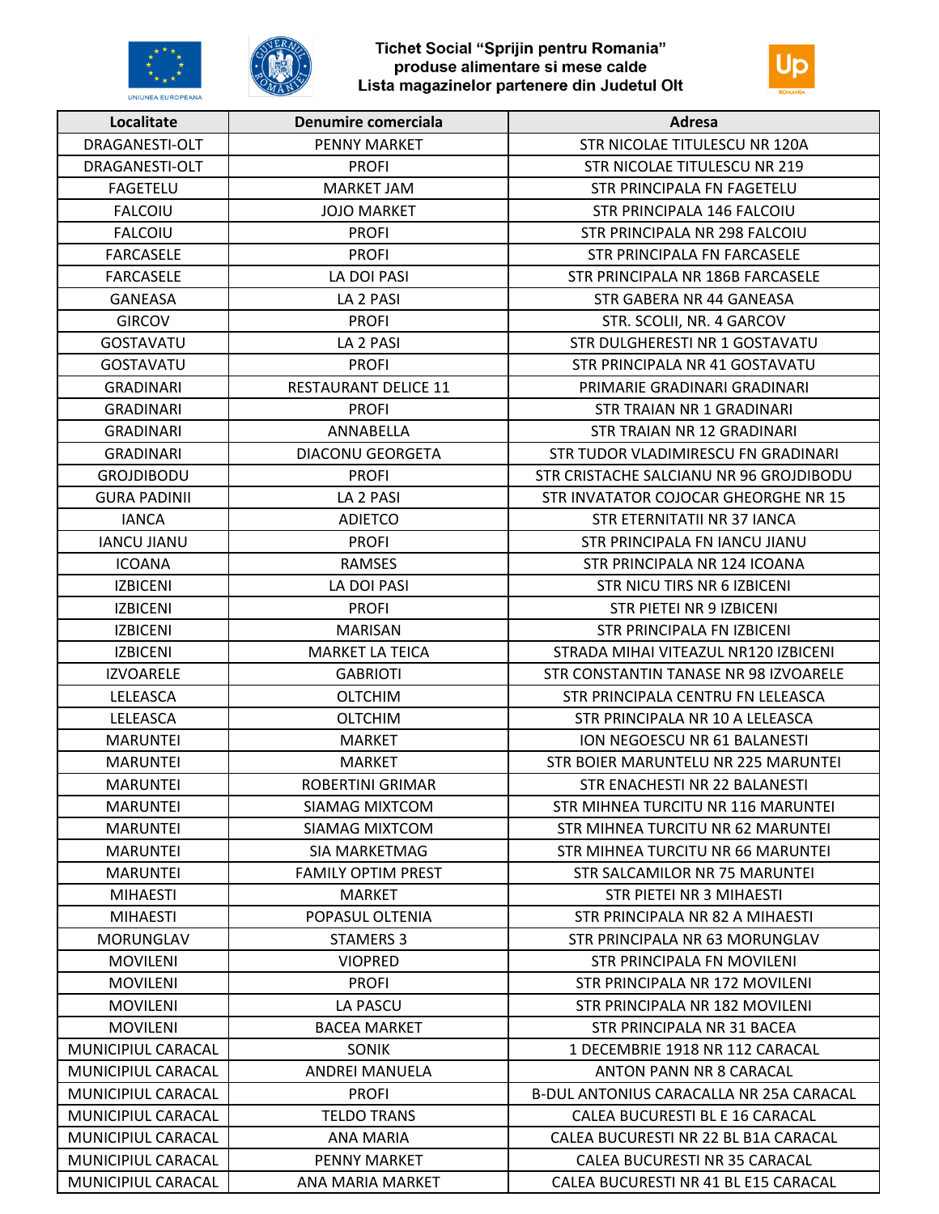Tichet Social "Sprijin pentru Romania"
produse alimentare si mese calde
Lista magazinelor partenere din Judetul Olt

| Localitate | Denumire comerciala | Adresa |
|---|---|---|
| DRAGANESTI-OLT | PENNY MARKET | STR NICOLAE TITULESCU NR 120A |
| DRAGANESTI-OLT | PROFI | STR NICOLAE TITULESCU NR 219 |
| FAGETELU | MARKET JAM | STR PRINCIPALA FN FAGETELU |
| FALCOIU | JOJO MARKET | STR PRINCIPALA 146 FALCOIU |
| FALCOIU | PROFI | STR PRINCIPALA NR 298 FALCOIU |
| FARCASELE | PROFI | STR PRINCIPALA FN FARCASELE |
| FARCASELE | LA DOI PASI | STR PRINCIPALA NR 186B FARCASELE |
| GANEASA | LA 2 PASI | STR GABERA NR 44 GANEASA |
| GIRCOV | PROFI | STR. SCOLII, NR. 4 GARCOV |
| GOSTAVATU | LA 2 PASI | STR DULGHERESTI NR 1 GOSTAVATU |
| GOSTAVATU | PROFI | STR PRINCIPALA NR 41 GOSTAVATU |
| GRADINARI | RESTAURANT DELICE 11 | PRIMARIE GRADINARI GRADINARI |
| GRADINARI | PROFI | STR TRAIAN NR 1 GRADINARI |
| GRADINARI | ANNABELLA | STR TRAIAN NR 12 GRADINARI |
| GRADINARI | DIACONU GEORGETA | STR TUDOR VLADIMIRESCU FN GRADINARI |
| GROJDIBODU | PROFI | STR CRISTACHE SALCIANU NR 96 GROJDIBODU |
| GURA PADINII | LA 2 PASI | STR INVATATOR COJOCAR GHEORGHE NR 15 |
| IANCA | ADIETCO | STR ETERNITATII NR 37 IANCA |
| IANCU JIANU | PROFI | STR PRINCIPALA FN IANCU JIANU |
| ICOANA | RAMSES | STR PRINCIPALA NR 124 ICOANA |
| IZBICENI | LA DOI PASI | STR NICU TIRS NR 6 IZBICENI |
| IZBICENI | PROFI | STR PIETEI NR 9 IZBICENI |
| IZBICENI | MARISAN | STR PRINCIPALA FN IZBICENI |
| IZBICENI | MARKET LA TEICA | STRADA MIHAI VITEAZUL NR120 IZBICENI |
| IZVOARELE | GABRIOTI | STR CONSTANTIN TANASE NR 98 IZVOARELE |
| LELEASCA | OLTCHIM | STR PRINCIPALA CENTRU FN LELEASCA |
| LELEASCA | OLTCHIM | STR PRINCIPALA NR 10 A LELEASCA |
| MARUNTEI | MARKET | ION NEGOESCU NR 61 BALANESTI |
| MARUNTEI | MARKET | STR BOIER MARUNTELU NR 225 MARUNTEI |
| MARUNTEI | ROBERTINI GRIMAR | STR ENACHESTI NR 22 BALANESTI |
| MARUNTEI | SIAMAG MIXTCOM | STR MIHNEA TURCITU NR 116 MARUNTEI |
| MARUNTEI | SIAMAG MIXTCOM | STR MIHNEA TURCITU NR 62 MARUNTEI |
| MARUNTEI | SIA MARKETMAG | STR MIHNEA TURCITU NR 66 MARUNTEI |
| MARUNTEI | FAMILY OPTIM PREST | STR SALCAMILOR NR 75 MARUNTEI |
| MIHAESTI | MARKET | STR PIETEI NR 3 MIHAESTI |
| MIHAESTI | POPASUL OLTENIA | STR PRINCIPALA NR 82 A MIHAESTI |
| MORUNGLAV | STAMERS 3 | STR PRINCIPALA NR 63 MORUNGLAV |
| MOVILENI | VIOPRED | STR PRINCIPALA FN MOVILENI |
| MOVILENI | PROFI | STR PRINCIPALA NR 172 MOVILENI |
| MOVILENI | LA PASCU | STR PRINCIPALA NR 182 MOVILENI |
| MOVILENI | BACEA MARKET | STR PRINCIPALA NR 31 BACEA |
| MUNICIPIUL CARACAL | SONIK | 1 DECEMBRIE 1918 NR 112 CARACAL |
| MUNICIPIUL CARACAL | ANDREI MANUELA | ANTON PANN NR 8 CARACAL |
| MUNICIPIUL CARACAL | PROFI | B-DUL ANTONIUS CARACALLA NR 25A CARACAL |
| MUNICIPIUL CARACAL | TELDO TRANS | CALEA BUCURESTI BL E 16 CARACAL |
| MUNICIPIUL CARACAL | ANA MARIA | CALEA BUCURESTI NR 22 BL B1A CARACAL |
| MUNICIPIUL CARACAL | PENNY MARKET | CALEA BUCURESTI NR 35 CARACAL |
| MUNICIPIUL CARACAL | ANA MARIA MARKET | CALEA BUCURESTI NR 41 BL E15 CARACAL |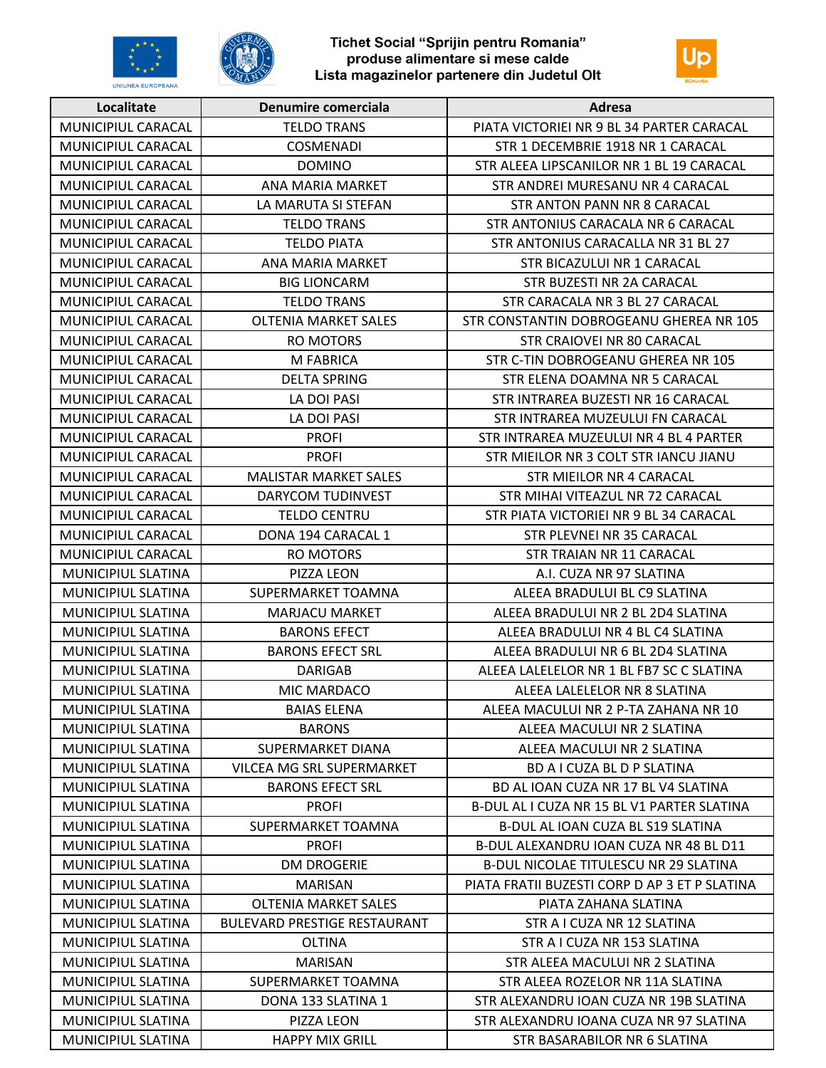Tichet Social "Sprijin pentru Romania"
produse alimentare si mese calde
Lista magazinelor partenere din Judetul Olt

| Localitate | Denumire comerciala | Adresa |
|---|---|---|
| MUNICIPIUL CARACAL | TELDO TRANS | PIATA VICTORIEI NR 9 BL 34 PARTER CARACAL |
| MUNICIPIUL CARACAL | COSMENADI | STR 1 DECEMBRIE 1918 NR 1 CARACAL |
| MUNICIPIUL CARACAL | DOMINO | STR ALEEA LIPSCANILOR NR 1 BL 19 CARACAL |
| MUNICIPIUL CARACAL | ANA MARIA MARKET | STR ANDREI MURESANU NR 4 CARACAL |
| MUNICIPIUL CARACAL | LA MARUTA SI STEFAN | STR ANTON PANN NR 8 CARACAL |
| MUNICIPIUL CARACAL | TELDO TRANS | STR ANTONIUS CARACALA NR 6 CARACAL |
| MUNICIPIUL CARACAL | TELDO PIATA | STR ANTONIUS CARACALLA NR 31 BL 27 |
| MUNICIPIUL CARACAL | ANA MARIA MARKET | STR BICAZULUI NR 1 CARACAL |
| MUNICIPIUL CARACAL | BIG LIONCARM | STR BUZESTI NR 2A CARACAL |
| MUNICIPIUL CARACAL | TELDO TRANS | STR CARACALA NR 3 BL 27 CARACAL |
| MUNICIPIUL CARACAL | OLTENIA MARKET SALES | STR CONSTANTIN DOBROGEANU GHEREA NR 105 |
| MUNICIPIUL CARACAL | RO MOTORS | STR CRAIOVEI NR 80 CARACAL |
| MUNICIPIUL CARACAL | M FABRICA | STR C-TIN DOBROGEANU GHEREA NR 105 |
| MUNICIPIUL CARACAL | DELTA SPRING | STR ELENA DOAMNA NR 5 CARACAL |
| MUNICIPIUL CARACAL | LA DOI PASI | STR INTRAREA BUZESTI NR 16 CARACAL |
| MUNICIPIUL CARACAL | LA DOI PASI | STR INTRAREA MUZEULUI FN CARACAL |
| MUNICIPIUL CARACAL | PROFI | STR INTRAREA MUZEULUI NR 4 BL 4 PARTER |
| MUNICIPIUL CARACAL | PROFI | STR MIEILOR NR 3 COLT STR IANCU JIANU |
| MUNICIPIUL CARACAL | MALISTAR MARKET SALES | STR MIEILOR NR 4 CARACAL |
| MUNICIPIUL CARACAL | DARYCOM TUDINVEST | STR MIHAI VITEAZUL NR 72 CARACAL |
| MUNICIPIUL CARACAL | TELDO CENTRU | STR PIATA VICTORIEI NR 9 BL 34 CARACAL |
| MUNICIPIUL CARACAL | DONA 194 CARACAL 1 | STR PLEVNEI NR 35 CARACAL |
| MUNICIPIUL CARACAL | RO MOTORS | STR TRAIAN NR 11 CARACAL |
| MUNICIPIUL SLATINA | PIZZA LEON | A.I. CUZA NR 97 SLATINA |
| MUNICIPIUL SLATINA | SUPERMARKET TOAMNA | ALEEA BRADULUI BL C9 SLATINA |
| MUNICIPIUL SLATINA | MARJACU MARKET | ALEEA BRADULUI NR 2 BL 2D4 SLATINA |
| MUNICIPIUL SLATINA | BARONS EFECT | ALEEA BRADULUI NR 4 BL C4 SLATINA |
| MUNICIPIUL SLATINA | BARONS EFECT SRL | ALEEA BRADULUI NR 6 BL 2D4 SLATINA |
| MUNICIPIUL SLATINA | DARIGAB | ALEEA LALELELOR NR 1 BL FB7 SC C SLATINA |
| MUNICIPIUL SLATINA | MIC MARDACO | ALEEA LALELELOR NR 8 SLATINA |
| MUNICIPIUL SLATINA | BAIAS ELENA | ALEEA MACULUI NR 2 P-TA ZAHANA NR 10 |
| MUNICIPIUL SLATINA | BARONS | ALEEA MACULUI NR 2 SLATINA |
| MUNICIPIUL SLATINA | SUPERMARKET DIANA | ALEEA MACULUI NR 2 SLATINA |
| MUNICIPIUL SLATINA | VILCEA MG SRL SUPERMARKET | BD A I CUZA BL D P SLATINA |
| MUNICIPIUL SLATINA | BARONS EFECT SRL | BD AL IOAN CUZA NR 17 BL V4 SLATINA |
| MUNICIPIUL SLATINA | PROFI | B-DUL AL I CUZA NR 15 BL V1 PARTER SLATINA |
| MUNICIPIUL SLATINA | SUPERMARKET TOAMNA | B-DUL AL IOAN CUZA BL S19 SLATINA |
| MUNICIPIUL SLATINA | PROFI | B-DUL ALEXANDRU IOAN CUZA NR 48 BL D11 |
| MUNICIPIUL SLATINA | DM DROGERIE | B-DUL NICOLAE TITULESCU NR 29 SLATINA |
| MUNICIPIUL SLATINA | MARISAN | PIATA FRATII BUZESTI CORP D AP 3 ET P SLATINA |
| MUNICIPIUL SLATINA | OLTENIA MARKET SALES | PIATA ZAHANA SLATINA |
| MUNICIPIUL SLATINA | BULEVARD PRESTIGE RESTAURANT | STR A I CUZA NR 12 SLATINA |
| MUNICIPIUL SLATINA | OLTINA | STR A I CUZA NR 153 SLATINA |
| MUNICIPIUL SLATINA | MARISAN | STR ALEEA MACULUI NR 2 SLATINA |
| MUNICIPIUL SLATINA | SUPERMARKET TOAMNA | STR ALEEA ROZELOR NR 11A SLATINA |
| MUNICIPIUL SLATINA | DONA 133 SLATINA 1 | STR ALEXANDRU IOAN CUZA NR 19B SLATINA |
| MUNICIPIUL SLATINA | PIZZA LEON | STR ALEXANDRU IOANA CUZA NR 97 SLATINA |
| MUNICIPIUL SLATINA | HAPPY MIX GRILL | STR BASARABILOR NR 6 SLATINA |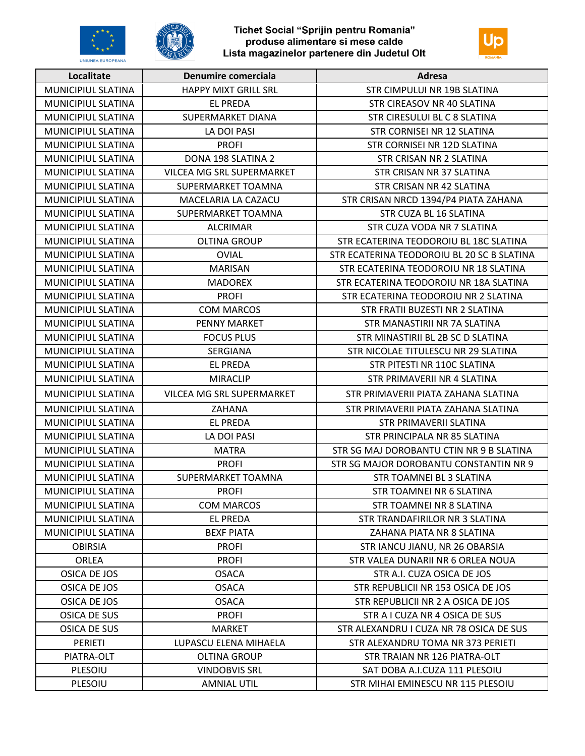Tichet Social "Sprijin pentru Romania"
produse alimentare si mese calde
Lista magazinelor partenere din Judetul Olt

| Localitate | Denumire comerciala | Adresa |
|---|---|---|
| MUNICIPIUL SLATINA | HAPPY MIXT GRILL SRL | STR CIMPULUI NR 19B SLATINA |
| MUNICIPIUL SLATINA | EL PREDA | STR CIREASOV NR 40 SLATINA |
| MUNICIPIUL SLATINA | SUPERMARKET DIANA | STR CIRESULUI BL C 8 SLATINA |
| MUNICIPIUL SLATINA | LA DOI PASI | STR CORNISEI NR 12 SLATINA |
| MUNICIPIUL SLATINA | PROFI | STR CORNISEI NR 12D SLATINA |
| MUNICIPIUL SLATINA | DONA 198 SLATINA 2 | STR CRISAN NR 2 SLATINA |
| MUNICIPIUL SLATINA | VILCEA MG SRL SUPERMARKET | STR CRISAN NR 37 SLATINA |
| MUNICIPIUL SLATINA | SUPERMARKET TOAMNA | STR CRISAN NR 42 SLATINA |
| MUNICIPIUL SLATINA | MACELARIA LA CAZACU | STR CRISAN NRCD 1394/P4 PIATA ZAHANA |
| MUNICIPIUL SLATINA | SUPERMARKET TOAMNA | STR CUZA BL 16 SLATINA |
| MUNICIPIUL SLATINA | ALCRIMAR | STR CUZA VODA NR 7 SLATINA |
| MUNICIPIUL SLATINA | OLTINA GROUP | STR ECATERINA TEODOROIU BL 18C SLATINA |
| MUNICIPIUL SLATINA | OVIAL | STR ECATERINA TEODOROIU BL 20 SC B SLATINA |
| MUNICIPIUL SLATINA | MARISAN | STR ECATERINA TEODOROIU NR 18 SLATINA |
| MUNICIPIUL SLATINA | MADOREX | STR ECATERINA TEODOROIU NR 18A SLATINA |
| MUNICIPIUL SLATINA | PROFI | STR ECATERINA TEODOROIU NR 2 SLATINA |
| MUNICIPIUL SLATINA | COM MARCOS | STR FRATII BUZESTI NR 2 SLATINA |
| MUNICIPIUL SLATINA | PENNY MARKET | STR MANASTIRII NR 7A SLATINA |
| MUNICIPIUL SLATINA | FOCUS PLUS | STR MINASTIRII BL 2B SC D SLATINA |
| MUNICIPIUL SLATINA | SERGIANA | STR NICOLAE TITULESCU NR 29 SLATINA |
| MUNICIPIUL SLATINA | EL PREDA | STR PITESTI NR 110C SLATINA |
| MUNICIPIUL SLATINA | MIRACLIP | STR PRIMAVERII NR 4 SLATINA |
| MUNICIPIUL SLATINA | VILCEA MG SRL SUPERMARKET | STR PRIMAVERII PIATA ZAHANA SLATINA |
| MUNICIPIUL SLATINA | ZAHANA | STR PRIMAVERII PIATA ZAHANA SLATINA |
| MUNICIPIUL SLATINA | EL PREDA | STR PRIMAVERII SLATINA |
| MUNICIPIUL SLATINA | LA DOI PASI | STR PRINCIPALA NR 85 SLATINA |
| MUNICIPIUL SLATINA | MATRA | STR SG MAJ DOROBANTU CTIN NR 9 B SLATINA |
| MUNICIPIUL SLATINA | PROFI | STR SG MAJOR DOROBANTU CONSTANTIN NR 9 |
| MUNICIPIUL SLATINA | SUPERMARKET TOAMNA | STR TOAMNEI BL 3 SLATINA |
| MUNICIPIUL SLATINA | PROFI | STR TOAMNEI NR 6 SLATINA |
| MUNICIPIUL SLATINA | COM MARCOS | STR TOAMNEI NR 8 SLATINA |
| MUNICIPIUL SLATINA | EL PREDA | STR TRANDAFIRILOR NR 3 SLATINA |
| MUNICIPIUL SLATINA | BEXF PIATA | ZAHANA PIATA NR 8 SLATINA |
| OBIRSIA | PROFI | STR IANCU JIANU, NR 26 OBARSIA |
| ORLEA | PROFI | STR VALEA DUNARII NR 6 ORLEA NOUA |
| OSICA DE JOS | OSACA | STR A.I. CUZA OSICA DE JOS |
| OSICA DE JOS | OSACA | STR REPUBLICII NR 153 OSICA DE JOS |
| OSICA DE JOS | OSACA | STR REPUBLICII NR 2 A OSICA DE JOS |
| OSICA DE SUS | PROFI | STR A I CUZA NR 4 OSICA DE SUS |
| OSICA DE SUS | MARKET | STR ALEXANDRU I CUZA NR 78 OSICA DE SUS |
| PERIETI | LUPASCU ELENA MIHAELA | STR ALEXANDRU TOMA NR 373 PERIETI |
| PIATRA-OLT | OLTINA GROUP | STR TRAIAN NR 126 PIATRA-OLT |
| PLESOIU | VINDOBVIS SRL | SAT DOBA A.I.CUZA 111 PLESOIU |
| PLESOIU | AMNIAL UTIL | STR MIHAI EMINESCU NR 115 PLESOIU |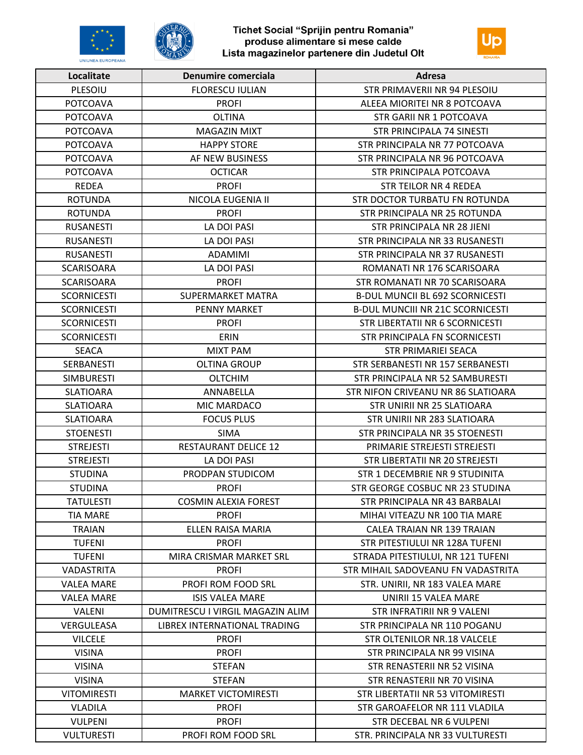**Tichet Social "Sprijin pentru Romania"**
**produse alimentare si mese calde**
**Lista magazinelor partenere din Judetul Olt**

| Localitate | Denumire comerciala | Adresa |
|---|---|---|
| PLESOIU | FLORESCU IULIAN | STR PRIMAVERII NR 94 PLESOIU |
| POTCOAVA | PROFI | ALEEA MIORITEI NR 8 POTCOAVA |
| POTCOAVA | OLTINA | STR GARII NR 1 POTCOAVA |
| POTCOAVA | MAGAZIN MIXT | STR PRINCIPALA 74 SINESTI |
| POTCOAVA | HAPPY STORE | STR PRINCIPALA NR 77 POTCOAVA |
| POTCOAVA | AF NEW BUSINESS | STR PRINCIPALA NR 96 POTCOAVA |
| POTCOAVA | OCTICAR | STR PRINCIPALA POTCOAVA |
| REDEA | PROFI | STR TEILOR NR 4 REDEA |
| ROTUNDA | NICOLA EUGENIA II | STR DOCTOR TURBATU FN ROTUNDA |
| ROTUNDA | PROFI | STR PRINCIPALA NR 25 ROTUNDA |
| RUSANESTI | LA DOI PASI | STR PRINCIPALA NR 28 JIENI |
| RUSANESTI | LA DOI PASI | STR PRINCIPALA NR 33 RUSANESTI |
| RUSANESTI | ADAMIMI | STR PRINCIPALA NR 37 RUSANESTI |
| SCARISOARA | LA DOI PASI | ROMANATI NR 176 SCARISOARA |
| SCARISOARA | PROFI | STR ROMANATI NR 70 SCARISOARA |
| SCORNICESTI | SUPERMARKET MATRA | B-DUL MUNCII BL 692 SCORNICESTI |
| SCORNICESTI | PENNY MARKET | B-DUL MUNCIII NR 21C SCORNICESTI |
| SCORNICESTI | PROFI | STR LIBERTATII NR 6 SCORNICESTI |
| SCORNICESTI | ERIN | STR PRINCIPALA FN SCORNICESTI |
| SEACA | MIXT PAM | STR PRIMARIEI SEACA |
| SERBANESTI | OLTINA GROUP | STR SERBANESTI NR 157 SERBANESTI |
| SIMBURESTI | OLTCHIM | STR PRINCIPALA NR 52 SAMBURESTI |
| SLATIOARA | ANNABELLA | STR NIFON CRIVEANU NR 86 SLATIOARA |
| SLATIOARA | MIC MARDACO | STR UNIRII NR 25 SLATIOARA |
| SLATIOARA | FOCUS PLUS | STR UNIRII NR 283 SLATIOARA |
| STOENESTI | SIMA | STR PRINCIPALA NR 35 STOENESTI |
| STREJESTI | RESTAURANT DELICE 12 | PRIMARIE STREJESTI STREJESTI |
| STREJESTI | LA DOI PASI | STR LIBERTATII NR 20 STREJESTI |
| STUDINA | PRODPAN STUDICOM | STR 1 DECEMBRIE NR 9 STUDINITA |
| STUDINA | PROFI | STR GEORGE COSBUC NR 23 STUDINA |
| TATULESTI | COSMIN ALEXIA FOREST | STR PRINCIPALA NR 43 BARBALAI |
| TIA MARE | PROFI | MIHAI VITEAZU NR 100 TIA MARE |
| TRAIAN | ELLEN RAISA MARIA | CALEA TRAIAN NR 139 TRAIAN |
| TUFENI | PROFI | STR PITESTIULUI NR 128A TUFENI |
| TUFENI | MIRA CRISMAR MARKET SRL | STRADA PITESTIULUI, NR 121 TUFENI |
| VADASTRITA | PROFI | STR MIHAIL SADOVEANU FN VADASTRITA |
| VALEA MARE | PROFI ROM FOOD SRL | STR. UNIRII, NR 183 VALEA MARE |
| VALEA MARE | ISIS VALEA MARE | UNIRII 15 VALEA MARE |
| VALENI | DUMITRESCU I VIRGIL MAGAZIN ALIM | STR INFRATIRII NR 9 VALENI |
| VERGULEASA | LIBREX INTERNATIONAL TRADING | STR PRINCIPALA NR 110 POGANU |
| VILCELE | PROFI | STR OLTENILOR NR.18 VALCELE |
| VISINA | PROFI | STR PRINCIPALA NR 99 VISINA |
| VISINA | STEFAN | STR RENASTERII NR 52 VISINA |
| VISINA | STEFAN | STR RENASTERII NR 70 VISINA |
| VITOMIRESTI | MARKET VICTOMIRESTI | STR LIBERTATII NR 53 VITOMIRESTI |
| VLADILA | PROFI | STR GAROAFELOR NR 111 VLADILA |
| VULPENI | PROFI | STR DECEBAL NR 6 VULPENI |
| VULTURESTI | PROFI ROM FOOD SRL | STR. PRINCIPALA NR 33 VULTURESTI |